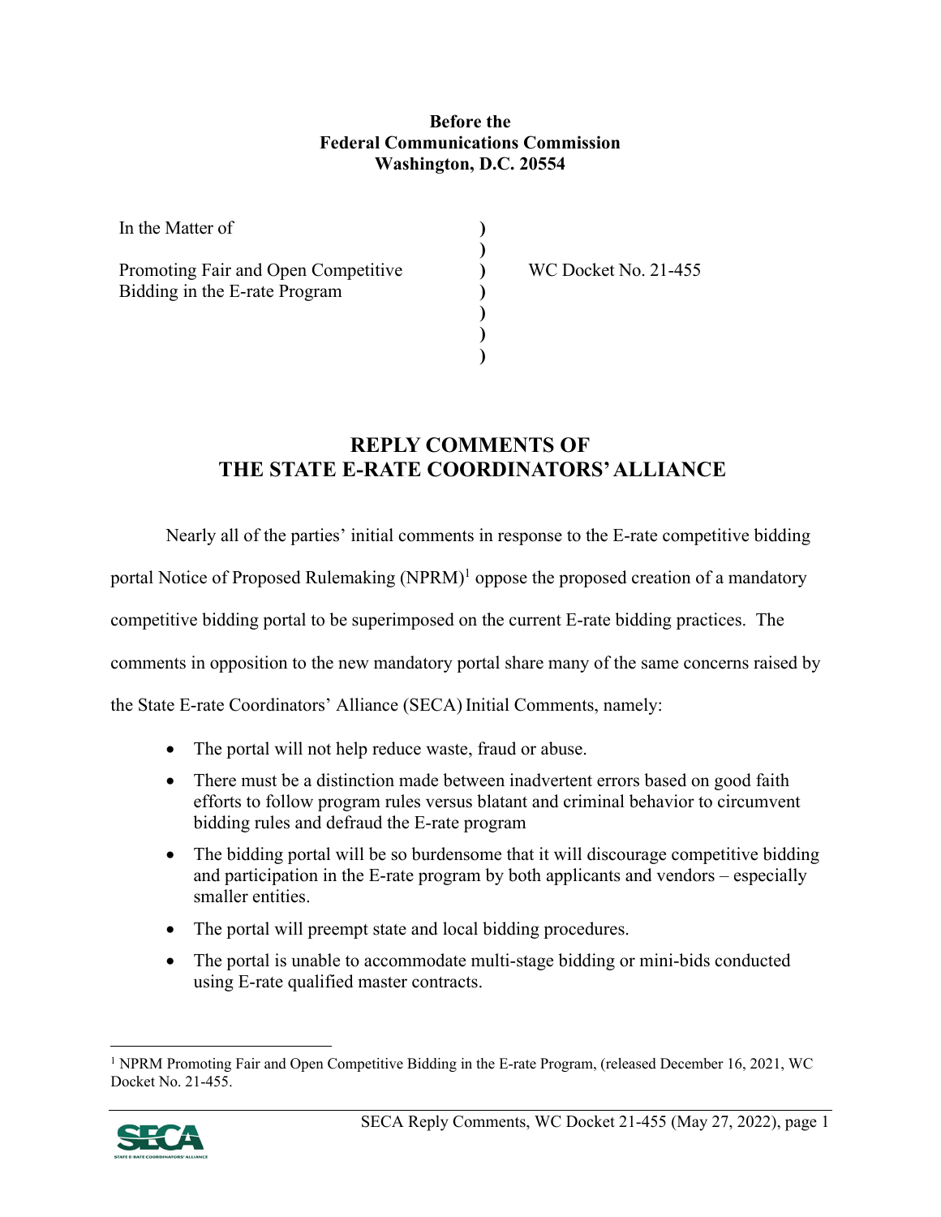**Before the**
**Federal Communications Commission**
**Washington, D.C. 20554**

| In the Matter of | ) | |
|---|---|---|
| | ) | |
| Promoting Fair and Open Competitive Bidding in the E-rate Program | ) | WC Docket No. 21-455 |
| | ) | |
| | ) | |
| | ) | |
| | ) | |

# REPLY COMMENTS OF THE STATE E-RATE COORDINATORS' ALLIANCE

Nearly all of the parties' initial comments in response to the E-rate competitive bidding portal Notice of Proposed Rulemaking (NPRM)[1] oppose the proposed creation of a mandatory competitive bidding portal to be superimposed on the current E-rate bidding practices. The comments in opposition to the new mandatory portal share many of the same concerns raised by the State E-rate Coordinators' Alliance (SECA) Initial Comments, namely:

- The portal will not help reduce waste, fraud or abuse.
- There must be a distinction made between inadvertent errors based on good faith efforts to follow program rules versus blatant and criminal behavior to circumvent bidding rules and defraud the E-rate program
- The bidding portal will be so burdensome that it will discourage competitive bidding and participation in the E-rate program by both applicants and vendors – especially smaller entities.
- The portal will preempt state and local bidding procedures.
- The portal is unable to accommodate multi-stage bidding or mini-bids conducted using E-rate qualified master contracts.

[1] NPRM Promoting Fair and Open Competitive Bidding in the E-rate Program, (released December 16, 2021, WC Docket No. 21-455.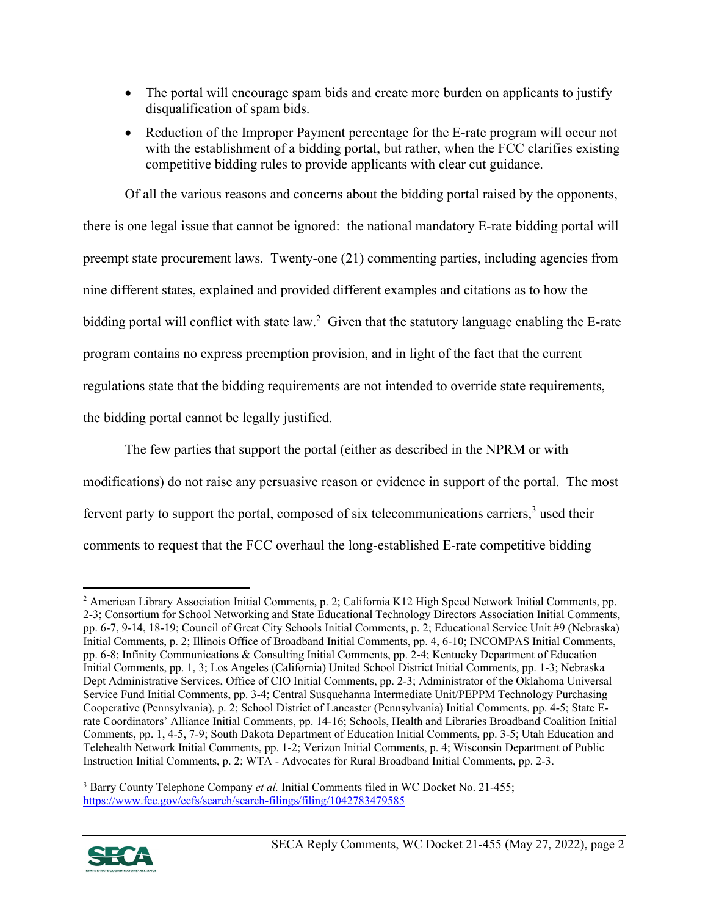- The portal will encourage spam bids and create more burden on applicants to justify disqualification of spam bids.
- Reduction of the Improper Payment percentage for the E-rate program will occur not with the establishment of a bidding portal, but rather, when the FCC clarifies existing competitive bidding rules to provide applicants with clear cut guidance.

Of all the various reasons and concerns about the bidding portal raised by the opponents, there is one legal issue that cannot be ignored: the national mandatory E-rate bidding portal will preempt state procurement laws. Twenty-one (21) commenting parties, including agencies from nine different states, explained and provided different examples and citations as to how the bidding portal will conflict with state law.[2] Given that the statutory language enabling the E-rate program contains no express preemption provision, and in light of the fact that the current regulations state that the bidding requirements are not intended to override state requirements, the bidding portal cannot be legally justified.

The few parties that support the portal (either as described in the NPRM or with modifications) do not raise any persuasive reason or evidence in support of the portal. The most fervent party to support the portal, composed of six telecommunications carriers,[3] used their comments to request that the FCC overhaul the long-established E-rate competitive bidding

---

[2] American Library Association Initial Comments, p. 2; California K12 High Speed Network Initial Comments, pp. 2-3; Consortium for School Networking and State Educational Technology Directors Association Initial Comments, pp. 6-7, 9-14, 18-19; Council of Great City Schools Initial Comments, p. 2; Educational Service Unit #9 (Nebraska) Initial Comments, p. 2; Illinois Office of Broadband Initial Comments, pp. 4, 6-10; INCOMPAS Initial Comments, pp. 6-8; Infinity Communications & Consulting Initial Comments, pp. 2-4; Kentucky Department of Education Initial Comments, pp. 1, 3; Los Angeles (California) United School District Initial Comments, pp. 1-3; Nebraska Dept Administrative Services, Office of CIO Initial Comments, pp. 2-3; Administrator of the Oklahoma Universal Service Fund Initial Comments, pp. 3-4; Central Susquehanna Intermediate Unit/PEPPM Technology Purchasing Cooperative (Pennsylvania), p. 2; School District of Lancaster (Pennsylvania) Initial Comments, pp. 4-5; State E-rate Coordinators' Alliance Initial Comments, pp. 14-16; Schools, Health and Libraries Broadband Coalition Initial Comments, pp. 1, 4-5, 7-9; South Dakota Department of Education Initial Comments, pp. 3-5; Utah Education and Telehealth Network Initial Comments, pp. 1-2; Verizon Initial Comments, p. 4; Wisconsin Department of Public Instruction Initial Comments, p. 2; WTA - Advocates for Rural Broadband Initial Comments, pp. 2-3.

[3] Barry County Telephone Company *et al.* Initial Comments filed in WC Docket No. 21-455; https://www.fcc.gov/ecfs/search/search-filings/filing/1042783479585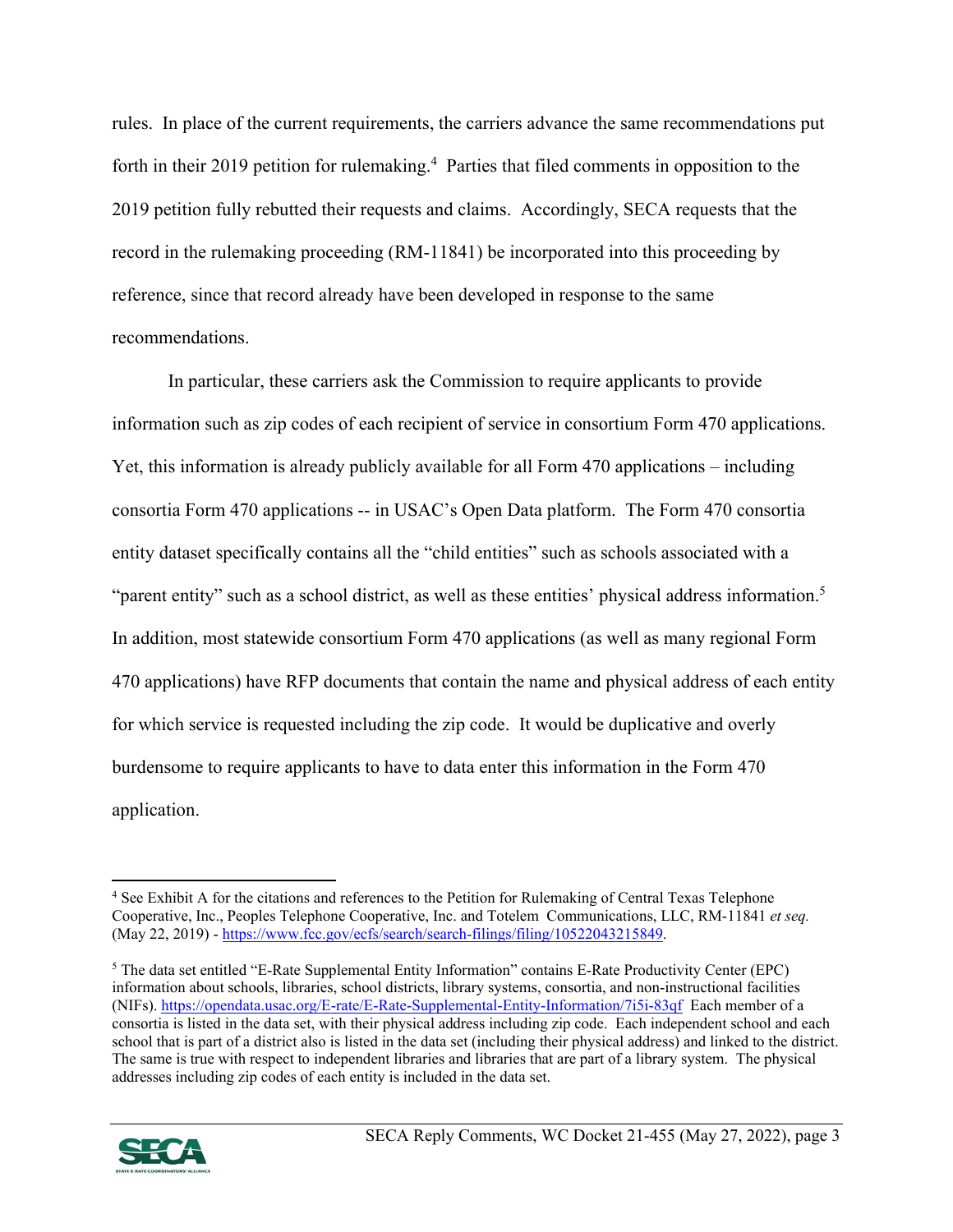rules. In place of the current requirements, the carriers advance the same recommendations put forth in their 2019 petition for rulemaking.[4] Parties that filed comments in opposition to the 2019 petition fully rebutted their requests and claims. Accordingly, SECA requests that the record in the rulemaking proceeding (RM-11841) be incorporated into this proceeding by reference, since that record already have been developed in response to the same recommendations.

In particular, these carriers ask the Commission to require applicants to provide information such as zip codes of each recipient of service in consortium Form 470 applications. Yet, this information is already publicly available for all Form 470 applications – including consortia Form 470 applications -- in USAC's Open Data platform. The Form 470 consortia entity dataset specifically contains all the "child entities" such as schools associated with a "parent entity" such as a school district, as well as these entities' physical address information.[5] In addition, most statewide consortium Form 470 applications (as well as many regional Form 470 applications) have RFP documents that contain the name and physical address of each entity for which service is requested including the zip code. It would be duplicative and overly burdensome to require applicants to have to data enter this information in the Form 470 application.

---

[4] See Exhibit A for the citations and references to the Petition for Rulemaking of Central Texas Telephone Cooperative, Inc., Peoples Telephone Cooperative, Inc. and Totelem Communications, LLC, RM-11841 *et seq.* (May 22, 2019) - https://www.fcc.gov/ecfs/search/search-filings/filing/10522043215849.

[5] The data set entitled "E-Rate Supplemental Entity Information" contains E-Rate Productivity Center (EPC) information about schools, libraries, school districts, library systems, consortia, and non-instructional facilities (NIFs). https://opendata.usac.org/E-rate/E-Rate-Supplemental-Entity-Information/7i5i-83qf Each member of a consortia is listed in the data set, with their physical address including zip code. Each independent school and each school that is part of a district also is listed in the data set (including their physical address) and linked to the district. The same is true with respect to independent libraries and libraries that are part of a library system. The physical addresses including zip codes of each entity is included in the data set.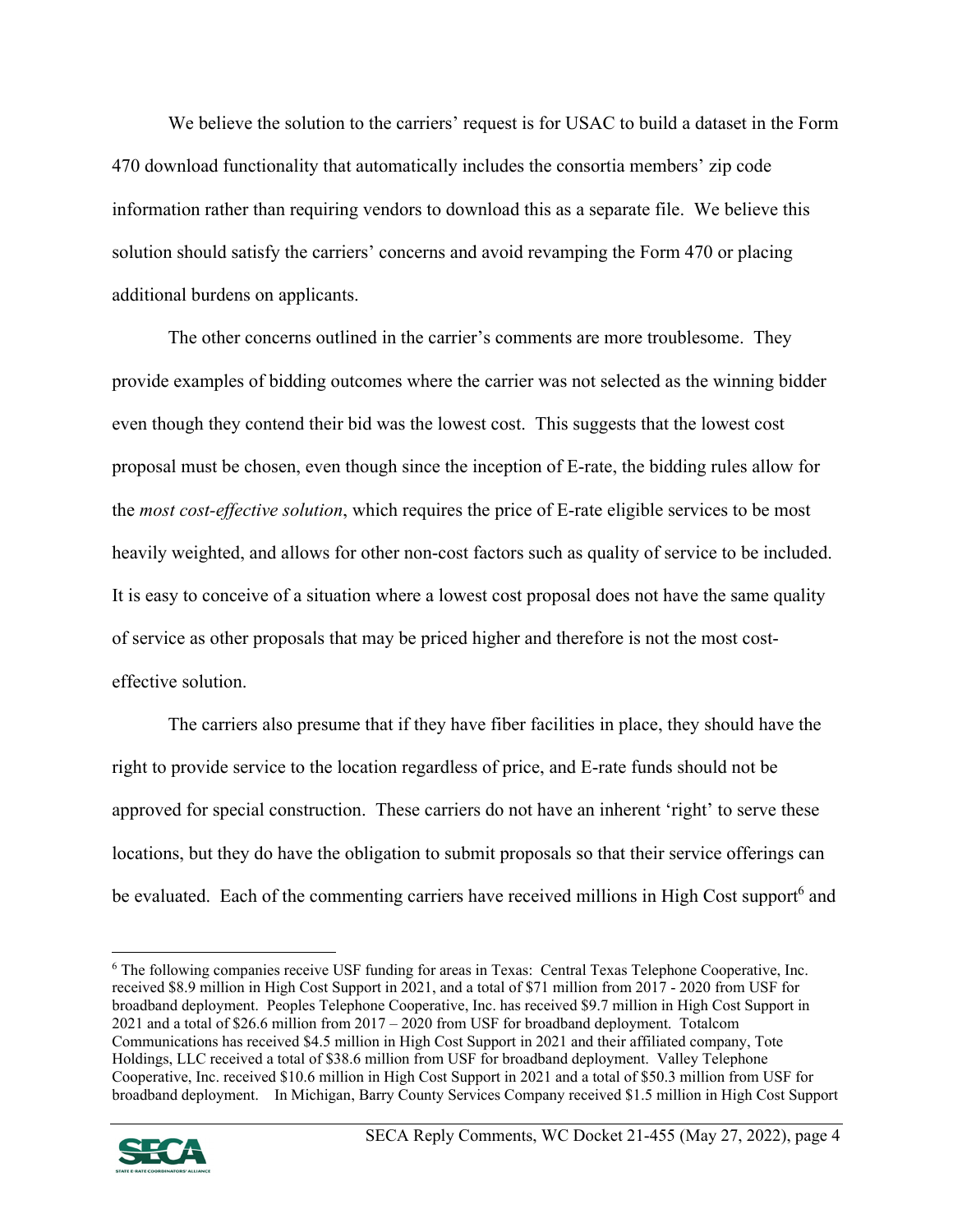We believe the solution to the carriers' request is for USAC to build a dataset in the Form 470 download functionality that automatically includes the consortia members' zip code information rather than requiring vendors to download this as a separate file. We believe this solution should satisfy the carriers' concerns and avoid revamping the Form 470 or placing additional burdens on applicants.

The other concerns outlined in the carrier's comments are more troublesome. They provide examples of bidding outcomes where the carrier was not selected as the winning bidder even though they contend their bid was the lowest cost. This suggests that the lowest cost proposal must be chosen, even though since the inception of E-rate, the bidding rules allow for the *most cost-effective solution*, which requires the price of E-rate eligible services to be most heavily weighted, and allows for other non-cost factors such as quality of service to be included. It is easy to conceive of a situation where a lowest cost proposal does not have the same quality of service as other proposals that may be priced higher and therefore is not the most cost-effective solution.

The carriers also presume that if they have fiber facilities in place, they should have the right to provide service to the location regardless of price, and E-rate funds should not be approved for special construction. These carriers do not have an inherent 'right' to serve these locations, but they do have the obligation to submit proposals so that their service offerings can be evaluated. Each of the commenting carriers have received millions in High Cost support[6] and

---

[6] The following companies receive USF funding for areas in Texas: Central Texas Telephone Cooperative, Inc. received $8.9 million in High Cost Support in 2021, and a total of $71 million from 2017 - 2020 from USF for broadband deployment. Peoples Telephone Cooperative, Inc. has received $9.7 million in High Cost Support in 2021 and a total of $26.6 million from 2017 – 2020 from USF for broadband deployment. Totalcom Communications has received $4.5 million in High Cost Support in 2021 and their affiliated company, Tote Holdings, LLC received a total of $38.6 million from USF for broadband deployment. Valley Telephone Cooperative, Inc. received $10.6 million in High Cost Support in 2021 and a total of $50.3 million from USF for broadband deployment. In Michigan, Barry County Services Company received $1.5 million in High Cost Support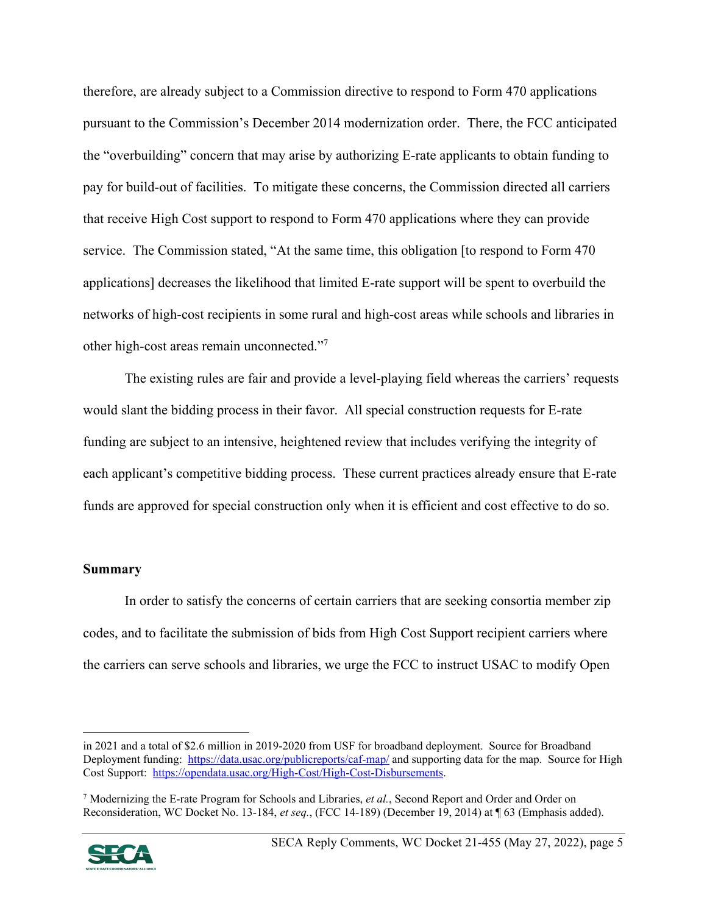therefore, are already subject to a Commission directive to respond to Form 470 applications pursuant to the Commission's December 2014 modernization order. There, the FCC anticipated the "overbuilding" concern that may arise by authorizing E-rate applicants to obtain funding to pay for build-out of facilities. To mitigate these concerns, the Commission directed all carriers that receive High Cost support to respond to Form 470 applications where they can provide service. The Commission stated, "At the same time, this obligation [to respond to Form 470 applications] decreases the likelihood that limited E-rate support will be spent to overbuild the networks of high-cost recipients in some rural and high-cost areas while schools and libraries in other high-cost areas remain unconnected."[7]

The existing rules are fair and provide a level-playing field whereas the carriers' requests would slant the bidding process in their favor. All special construction requests for E-rate funding are subject to an intensive, heightened review that includes verifying the integrity of each applicant's competitive bidding process. These current practices already ensure that E-rate funds are approved for special construction only when it is efficient and cost effective to do so.

**Summary**

In order to satisfy the concerns of certain carriers that are seeking consortia member zip codes, and to facilitate the submission of bids from High Cost Support recipient carriers where the carriers can serve schools and libraries, we urge the FCC to instruct USAC to modify Open

---

in 2021 and a total of $2.6 million in 2019-2020 from USF for broadband deployment. Source for Broadband Deployment funding: https://data.usac.org/publicreports/caf-map/ and supporting data for the map. Source for High Cost Support: https://opendata.usac.org/High-Cost/High-Cost-Disbursements.

[7] Modernizing the E-rate Program for Schools and Libraries, *et al.*, Second Report and Order and Order on Reconsideration, WC Docket No. 13-184, *et seq.*, (FCC 14-189) (December 19, 2014) at ¶ 63 (Emphasis added).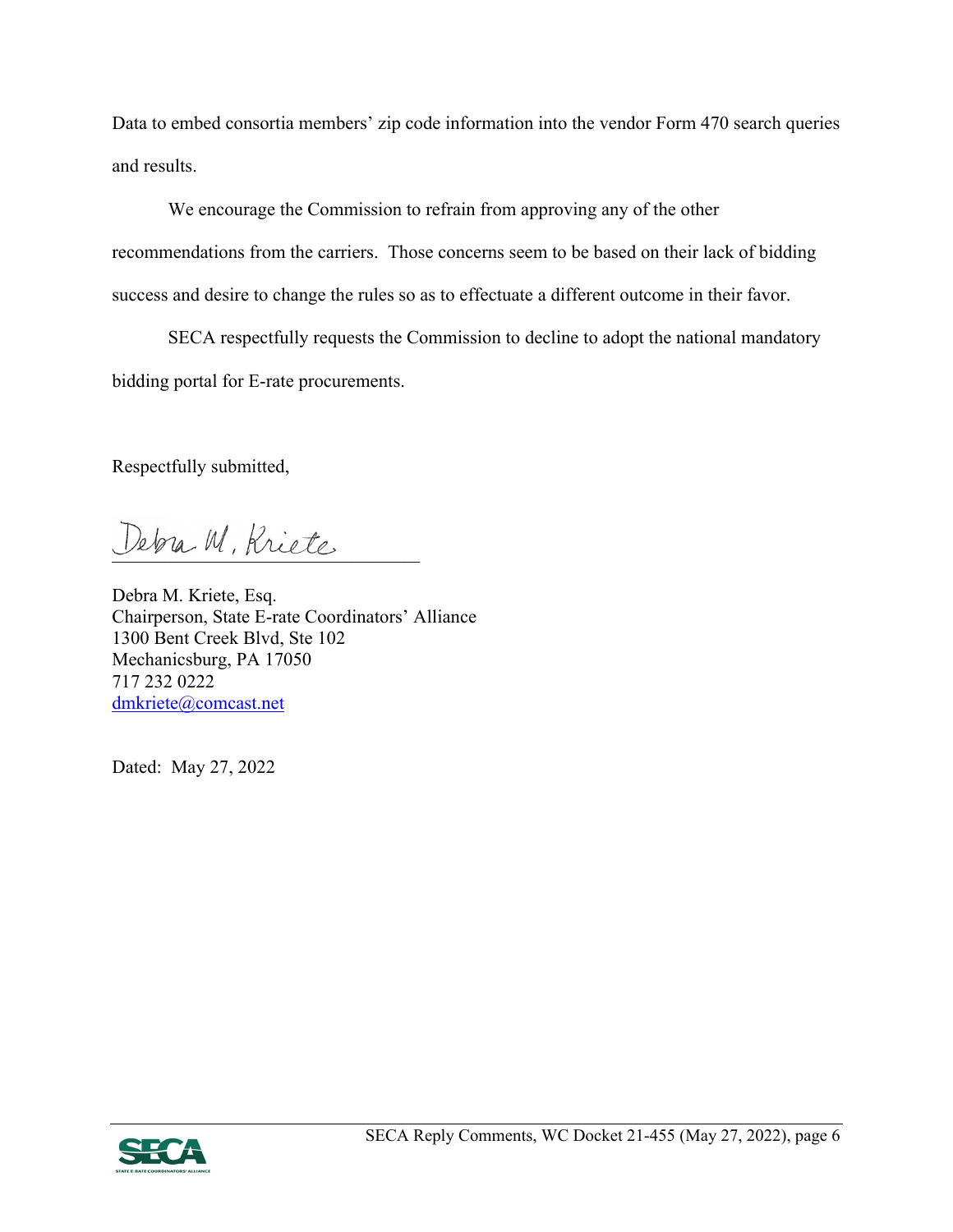Data to embed consortia members' zip code information into the vendor Form 470 search queries and results.

We encourage the Commission to refrain from approving any of the other recommendations from the carriers. Those concerns seem to be based on their lack of bidding success and desire to change the rules so as to effectuate a different outcome in their favor.

SECA respectfully requests the Commission to decline to adopt the national mandatory bidding portal for E-rate procurements.

Respectfully submitted,

Debra M. Kriete

Debra M. Kriete, Esq.
Chairperson, State E-rate Coordinators' Alliance
1300 Bent Creek Blvd, Ste 102
Mechanicsburg, PA 17050
717 232 0222
dmkriete@comcast.net

Dated: May 27, 2022